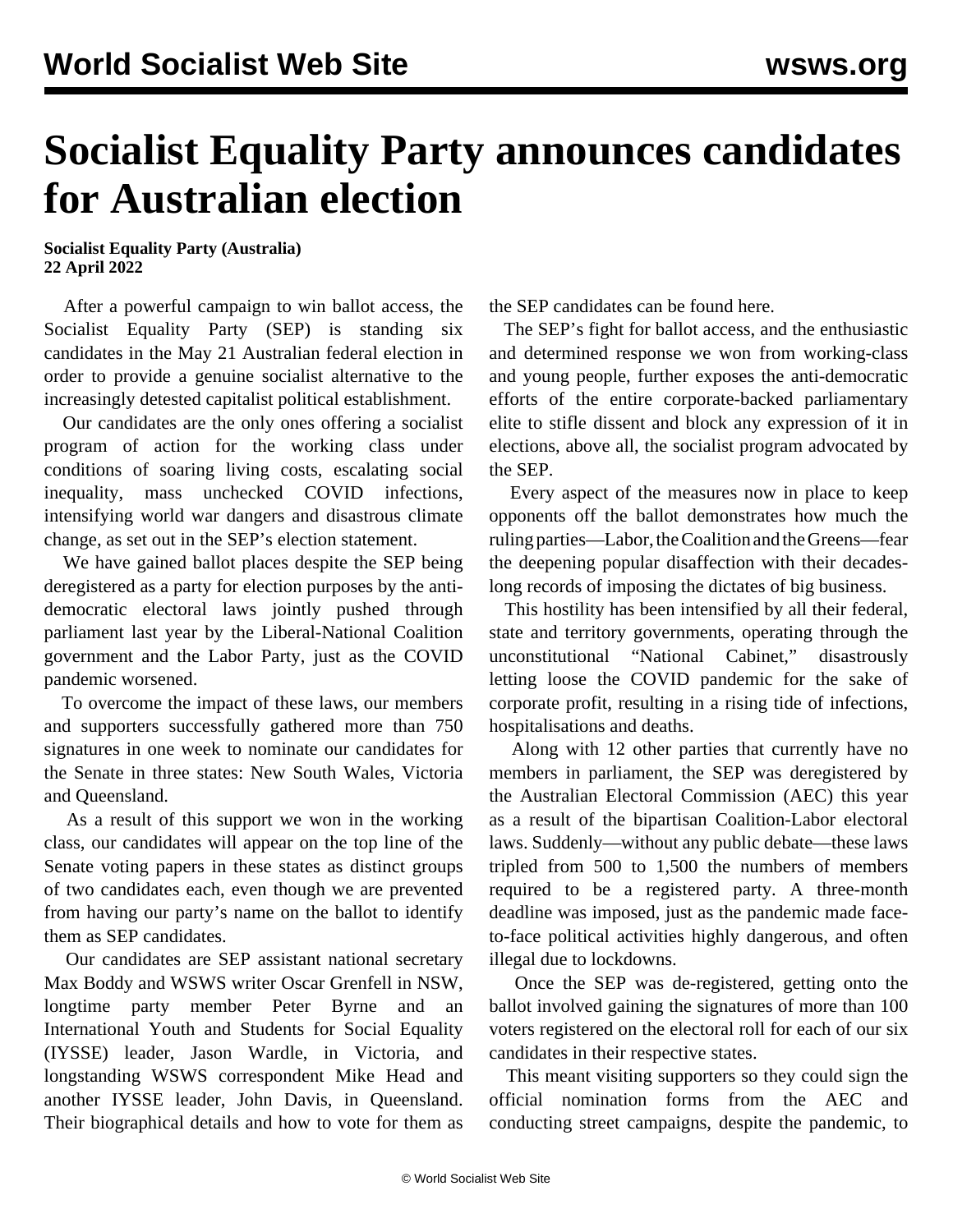# Socialist Equality Party announces candidates for Australian election

**Socialist Equality Party (Australia)**
**22 April 2022**

After a powerful campaign to win ballot access, the Socialist Equality Party (SEP) is standing six candidates in the May 21 Australian federal election in order to provide a genuine socialist alternative to the increasingly detested capitalist political establishment.

Our candidates are the only ones offering a socialist program of action for the working class under conditions of soaring living costs, escalating social inequality, mass unchecked COVID infections, intensifying world war dangers and disastrous climate change, as set out in the SEP's election statement.

We have gained ballot places despite the SEP being deregistered as a party for election purposes by the anti-democratic electoral laws jointly pushed through parliament last year by the Liberal-National Coalition government and the Labor Party, just as the COVID pandemic worsened.

To overcome the impact of these laws, our members and supporters successfully gathered more than 750 signatures in one week to nominate our candidates for the Senate in three states: New South Wales, Victoria and Queensland.

As a result of this support we won in the working class, our candidates will appear on the top line of the Senate voting papers in these states as distinct groups of two candidates each, even though we are prevented from having our party's name on the ballot to identify them as SEP candidates.

Our candidates are SEP assistant national secretary Max Boddy and WSWS writer Oscar Grenfell in NSW, longtime party member Peter Byrne and an International Youth and Students for Social Equality (IYSSE) leader, Jason Wardle, in Victoria, and longstanding WSWS correspondent Mike Head and another IYSSE leader, John Davis, in Queensland. Their biographical details and how to vote for them as the SEP candidates can be found here.

The SEP's fight for ballot access, and the enthusiastic and determined response we won from working-class and young people, further exposes the anti-democratic efforts of the entire corporate-backed parliamentary elite to stifle dissent and block any expression of it in elections, above all, the socialist program advocated by the SEP.

Every aspect of the measures now in place to keep opponents off the ballot demonstrates how much the ruling parties—Labor, the Coalition and the Greens—fear the deepening popular disaffection with their decades-long records of imposing the dictates of big business.

This hostility has been intensified by all their federal, state and territory governments, operating through the unconstitutional "National Cabinet," disastrously letting loose the COVID pandemic for the sake of corporate profit, resulting in a rising tide of infections, hospitalisations and deaths.

Along with 12 other parties that currently have no members in parliament, the SEP was deregistered by the Australian Electoral Commission (AEC) this year as a result of the bipartisan Coalition-Labor electoral laws. Suddenly—without any public debate—these laws tripled from 500 to 1,500 the numbers of members required to be a registered party. A three-month deadline was imposed, just as the pandemic made face-to-face political activities highly dangerous, and often illegal due to lockdowns.

Once the SEP was de-registered, getting onto the ballot involved gaining the signatures of more than 100 voters registered on the electoral roll for each of our six candidates in their respective states.

This meant visiting supporters so they could sign the official nomination forms from the AEC and conducting street campaigns, despite the pandemic, to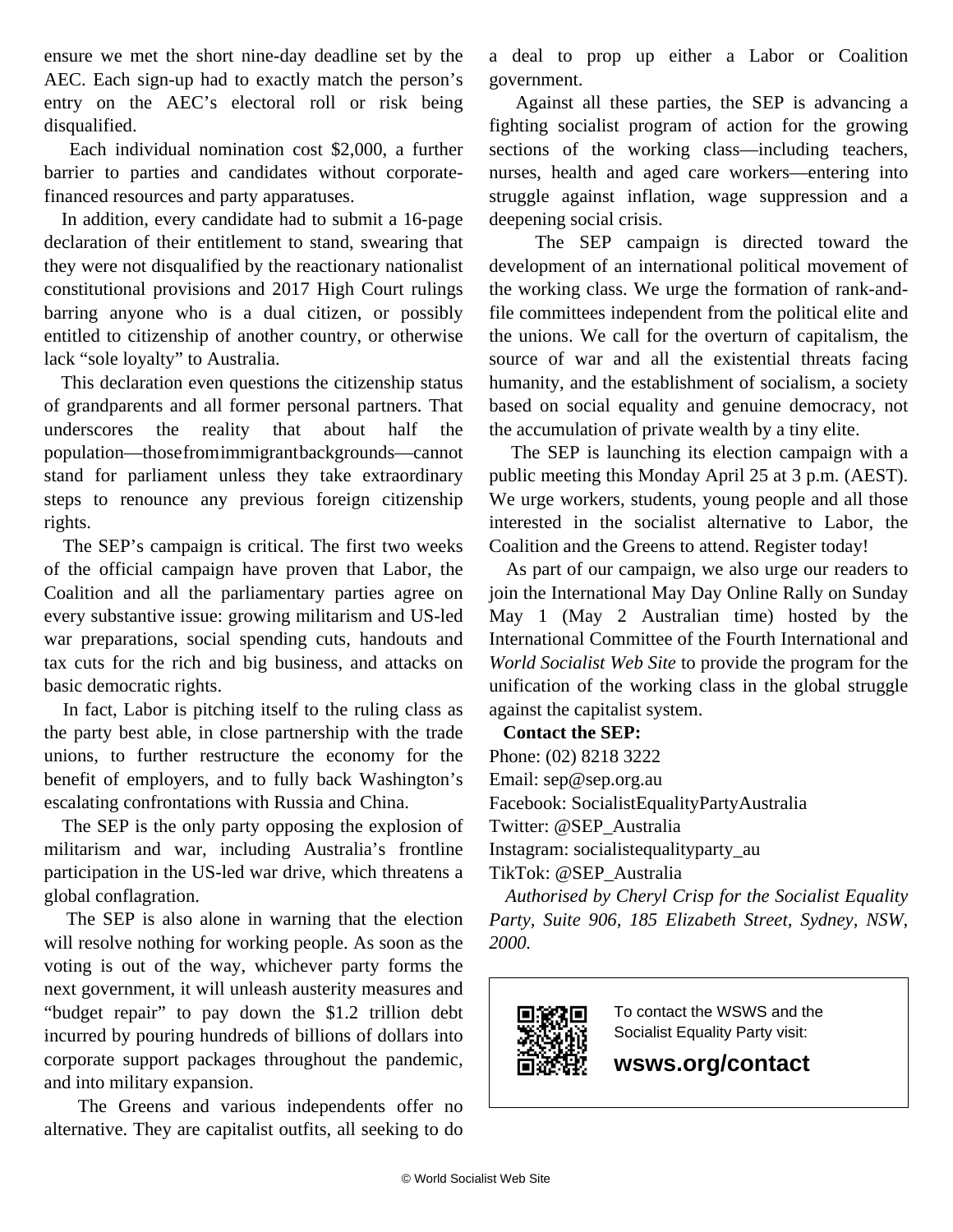ensure we met the short nine-day deadline set by the AEC. Each sign-up had to exactly match the person's entry on the AEC's electoral roll or risk being disqualified.

Each individual nomination cost $2,000, a further barrier to parties and candidates without corporate-financed resources and party apparatuses.

In addition, every candidate had to submit a 16-page declaration of their entitlement to stand, swearing that they were not disqualified by the reactionary nationalist constitutional provisions and 2017 High Court rulings barring anyone who is a dual citizen, or possibly entitled to citizenship of another country, or otherwise lack "sole loyalty" to Australia.

This declaration even questions the citizenship status of grandparents and all former personal partners. That underscores the reality that about half the population—those from immigrant backgrounds—cannot stand for parliament unless they take extraordinary steps to renounce any previous foreign citizenship rights.

The SEP's campaign is critical. The first two weeks of the official campaign have proven that Labor, the Coalition and all the parliamentary parties agree on every substantive issue: growing militarism and US-led war preparations, social spending cuts, handouts and tax cuts for the rich and big business, and attacks on basic democratic rights.

In fact, Labor is pitching itself to the ruling class as the party best able, in close partnership with the trade unions, to further restructure the economy for the benefit of employers, and to fully back Washington's escalating confrontations with Russia and China.

The SEP is the only party opposing the explosion of militarism and war, including Australia's frontline participation in the US-led war drive, which threatens a global conflagration.

The SEP is also alone in warning that the election will resolve nothing for working people. As soon as the voting is out of the way, whichever party forms the next government, it will unleash austerity measures and "budget repair" to pay down the $1.2 trillion debt incurred by pouring hundreds of billions of dollars into corporate support packages throughout the pandemic, and into military expansion.

The Greens and various independents offer no alternative. They are capitalist outfits, all seeking to do a deal to prop up either a Labor or Coalition government.

Against all these parties, the SEP is advancing a fighting socialist program of action for the growing sections of the working class—including teachers, nurses, health and aged care workers—entering into struggle against inflation, wage suppression and a deepening social crisis.

The SEP campaign is directed toward the development of an international political movement of the working class. We urge the formation of rank-and-file committees independent from the political elite and the unions. We call for the overturn of capitalism, the source of war and all the existential threats facing humanity, and the establishment of socialism, a society based on social equality and genuine democracy, not the accumulation of private wealth by a tiny elite.

The SEP is launching its election campaign with a public meeting this Monday April 25 at 3 p.m. (AEST). We urge workers, students, young people and all those interested in the socialist alternative to Labor, the Coalition and the Greens to attend. Register today!

As part of our campaign, we also urge our readers to join the International May Day Online Rally on Sunday May 1 (May 2 Australian time) hosted by the International Committee of the Fourth International and *World Socialist Web Site* to provide the program for the unification of the working class in the global struggle against the capitalist system.

**Contact the SEP:**

Phone: (02) 8218 3222

Email: sep@sep.org.au

Facebook: SocialistEqualityPartyAustralia

Twitter: @SEP_Australia

Instagram: socialistequalityparty_au

TikTok: @SEP_Australia

*Authorised by Cheryl Crisp for the Socialist Equality Party, Suite 906, 185 Elizabeth Street, Sydney, NSW, 2000.*

To contact the WSWS and the Socialist Equality Party visit:

**wsws.org/contact**